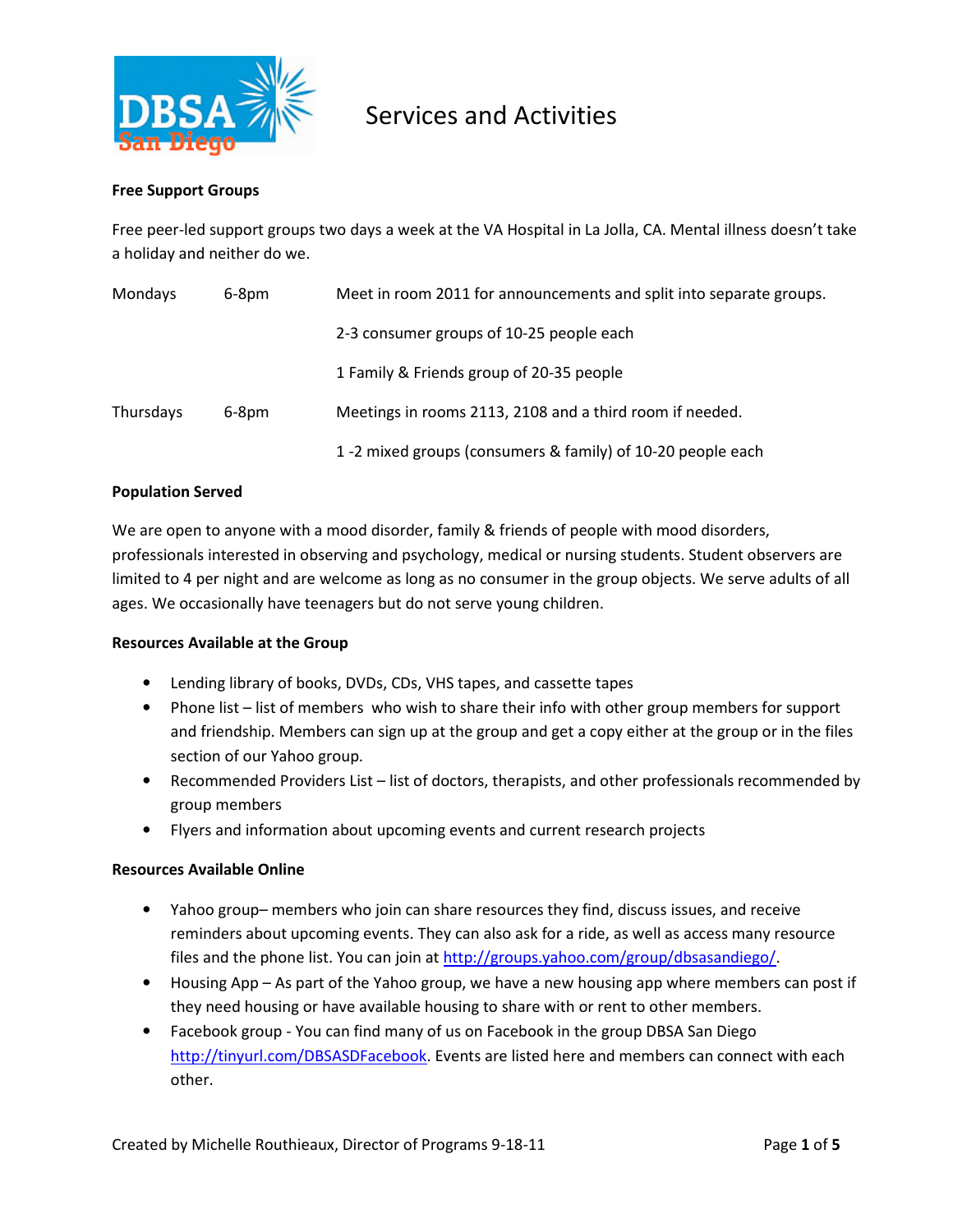DBSA San Diego

# Services and Activities

**Free Support Groups**

Free peer-led support groups two days a week at the VA Hospital in La Jolla, CA. Mental illness doesn't take a holiday and neither do we.

| | | |
|---|---|---|
| Mondays | 6-8pm | Meet in room 2011 for announcements and split into separate groups. |
| | | 2-3 consumer groups of 10-25 people each |
| | | 1 Family & Friends group of 20-35 people |
| Thursdays | 6-8pm | Meetings in rooms 2113, 2108 and a third room if needed. |
| | | 1 -2 mixed groups (consumers & family) of 10-20 people each |

**Population Served**

We are open to anyone with a mood disorder, family & friends of people with mood disorders, professionals interested in observing and psychology, medical or nursing students. Student observers are limited to 4 per night and are welcome as long as no consumer in the group objects. We serve adults of all ages. We occasionally have teenagers but do not serve young children.

**Resources Available at the Group**

- Lending library of books, DVDs, CDs, VHS tapes, and cassette tapes
- Phone list – list of members who wish to share their info with other group members for support and friendship. Members can sign up at the group and get a copy either at the group or in the files section of our Yahoo group.
- Recommended Providers List – list of doctors, therapists, and other professionals recommended by group members
- Flyers and information about upcoming events and current research projects

**Resources Available Online**

- Yahoo group– members who join can share resources they find, discuss issues, and receive reminders about upcoming events. They can also ask for a ride, as well as access many resource files and the phone list. You can join at http://groups.yahoo.com/group/dbsasandiego/.
- Housing App – As part of the Yahoo group, we have a new housing app where members can post if they need housing or have available housing to share with or rent to other members.
- Facebook group - You can find many of us on Facebook in the group DBSA San Diego http://tinyurl.com/DBSASDFacebook. Events are listed here and members can connect with each other.

Created by Michelle Routhieaux, Director of Programs 9-18-11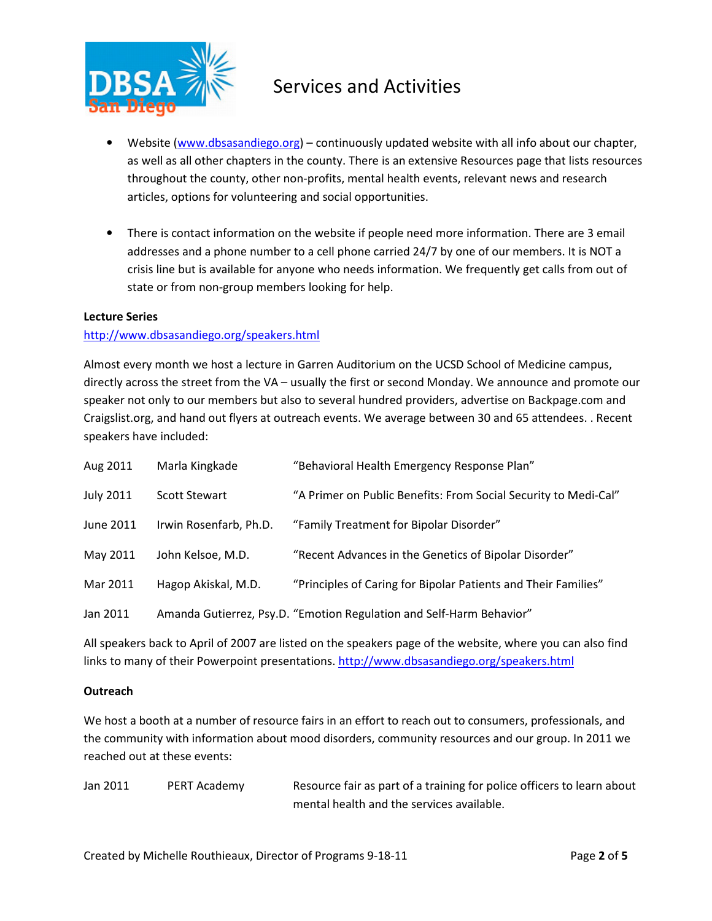# Services and Activities

- Website (www.dbsasandiego.org) – continuously updated website with all info about our chapter, as well as all other chapters in the county. There is an extensive Resources page that lists resources throughout the county, other non-profits, mental health events, relevant news and research articles, options for volunteering and social opportunities.

- There is contact information on the website if people need more information. There are 3 email addresses and a phone number to a cell phone carried 24/7 by one of our members. It is NOT a crisis line but is available for anyone who needs information. We frequently get calls from out of state or from non-group members looking for help.

**Lecture Series**

http://www.dbsasandiego.org/speakers.html

Almost every month we host a lecture in Garren Auditorium on the UCSD School of Medicine campus, directly across the street from the VA – usually the first or second Monday. We announce and promote our speaker not only to our members but also to several hundred providers, advertise on Backpage.com and Craigslist.org, and hand out flyers at outreach events. We average between 30 and 65 attendees. . Recent speakers have included:

| | | |
|---|---|---|
| Aug 2011 | Marla Kingkade | "Behavioral Health Emergency Response Plan" |
| July 2011 | Scott Stewart | "A Primer on Public Benefits: From Social Security to Medi-Cal" |
| June 2011 | Irwin Rosenfarb, Ph.D. | "Family Treatment for Bipolar Disorder" |
| May 2011 | John Kelsoe, M.D. | "Recent Advances in the Genetics of Bipolar Disorder" |
| Mar 2011 | Hagop Akiskal, M.D. | "Principles of Caring for Bipolar Patients and Their Families" |
| Jan 2011 | Amanda Gutierrez, Psy.D. | "Emotion Regulation and Self-Harm Behavior" |

All speakers back to April of 2007 are listed on the speakers page of the website, where you can also find links to many of their Powerpoint presentations. http://www.dbsasandiego.org/speakers.html

**Outreach**

We host a booth at a number of resource fairs in an effort to reach out to consumers, professionals, and the community with information about mood disorders, community resources and our group. In 2011 we reached out at these events:

| | | |
|---|---|---|
| Jan 2011 | PERT Academy | Resource fair as part of a training for police officers to learn about mental health and the services available. |

Created by Michelle Routhieaux, Director of Programs 9-18-11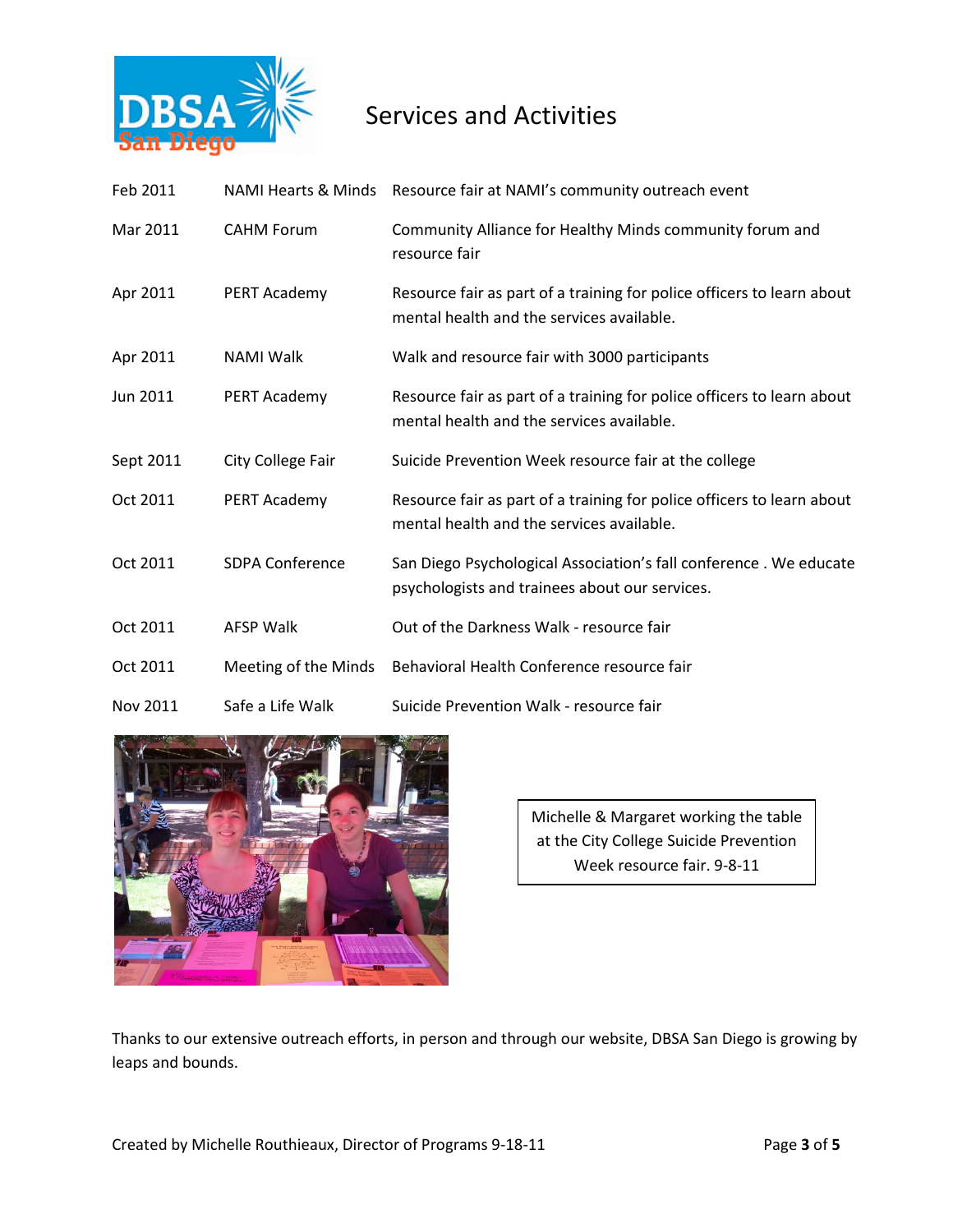# Services and Activities

| | | |
|---|---|---|
| Feb 2011 | NAMI Hearts & Minds | Resource fair at NAMI's community outreach event |
| Mar 2011 | CAHM Forum | Community Alliance for Healthy Minds community forum and resource fair |
| Apr 2011 | PERT Academy | Resource fair as part of a training for police officers to learn about mental health and the services available. |
| Apr 2011 | NAMI Walk | Walk and resource fair with 3000 participants |
| Jun 2011 | PERT Academy | Resource fair as part of a training for police officers to learn about mental health and the services available. |
| Sept 2011 | City College Fair | Suicide Prevention Week resource fair at the college |
| Oct 2011 | PERT Academy | Resource fair as part of a training for police officers to learn about mental health and the services available. |
| Oct 2011 | SDPA Conference | San Diego Psychological Association's fall conference . We educate psychologists and trainees about our services. |
| Oct 2011 | AFSP Walk | Out of the Darkness Walk - resource fair |
| Oct 2011 | Meeting of the Minds | Behavioral Health Conference resource fair |
| Nov 2011 | Safe a Life Walk | Suicide Prevention Walk - resource fair |

Michelle & Margaret working the table at the City College Suicide Prevention Week resource fair. 9-8-11

Thanks to our extensive outreach efforts, in person and through our website, DBSA San Diego is growing by leaps and bounds.

Created by Michelle Routhieaux, Director of Programs 9-18-11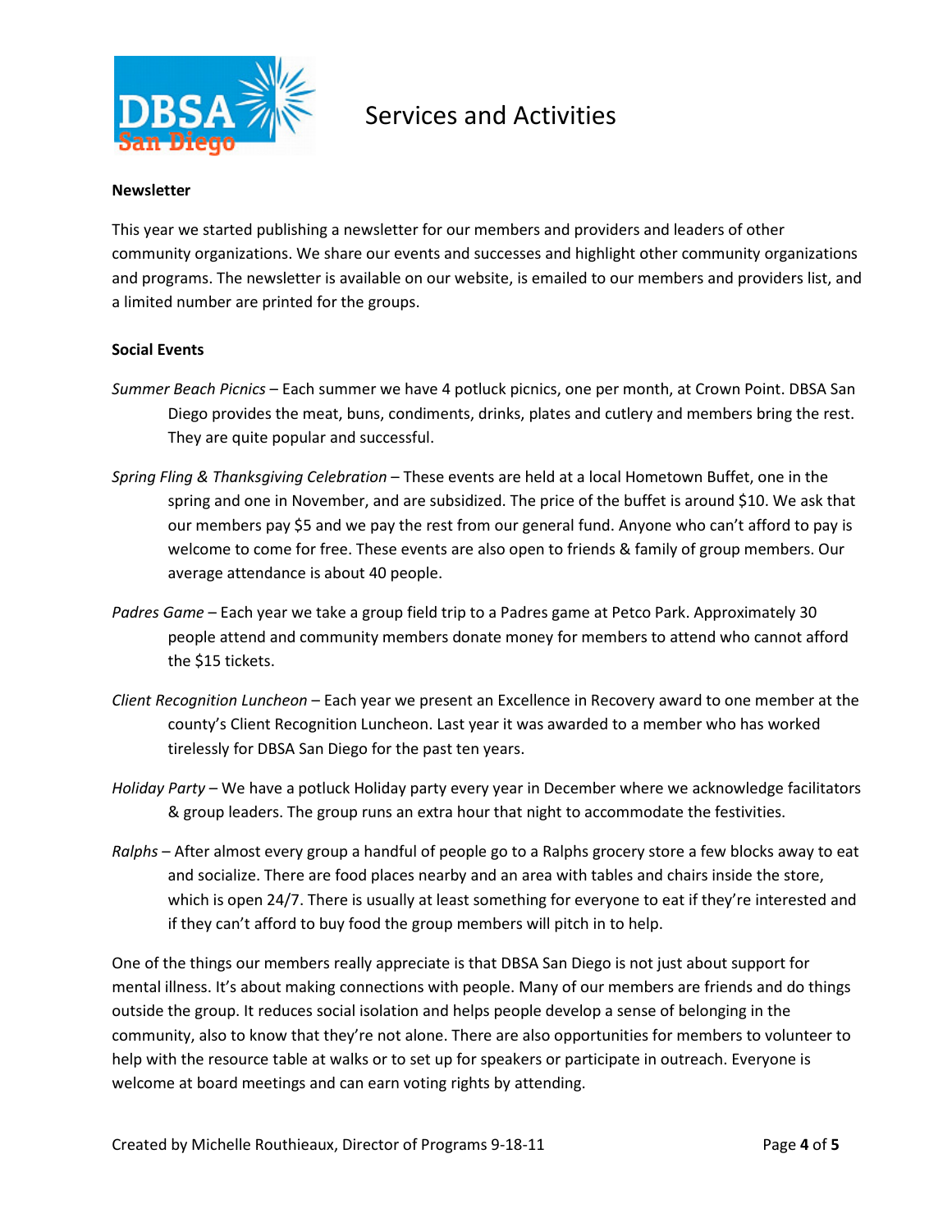# Services and Activities

**Newsletter**

This year we started publishing a newsletter for our members and providers and leaders of other community organizations. We share our events and successes and highlight other community organizations and programs. The newsletter is available on our website, is emailed to our members and providers list, and a limited number are printed for the groups.

**Social Events**

*Summer Beach Picnics* – Each summer we have 4 potluck picnics, one per month, at Crown Point. DBSA San Diego provides the meat, buns, condiments, drinks, plates and cutlery and members bring the rest. They are quite popular and successful.

*Spring Fling & Thanksgiving Celebration* – These events are held at a local Hometown Buffet, one in the spring and one in November, and are subsidized. The price of the buffet is around $10. We ask that our members pay $5 and we pay the rest from our general fund. Anyone who can't afford to pay is welcome to come for free. These events are also open to friends & family of group members. Our average attendance is about 40 people.

*Padres Game* – Each year we take a group field trip to a Padres game at Petco Park. Approximately 30 people attend and community members donate money for members to attend who cannot afford the $15 tickets.

*Client Recognition Luncheon* – Each year we present an Excellence in Recovery award to one member at the county's Client Recognition Luncheon. Last year it was awarded to a member who has worked tirelessly for DBSA San Diego for the past ten years.

*Holiday Party* – We have a potluck Holiday party every year in December where we acknowledge facilitators & group leaders. The group runs an extra hour that night to accommodate the festivities.

*Ralphs* – After almost every group a handful of people go to a Ralphs grocery store a few blocks away to eat and socialize. There are food places nearby and an area with tables and chairs inside the store, which is open 24/7. There is usually at least something for everyone to eat if they're interested and if they can't afford to buy food the group members will pitch in to help.

One of the things our members really appreciate is that DBSA San Diego is not just about support for mental illness. It's about making connections with people. Many of our members are friends and do things outside the group. It reduces social isolation and helps people develop a sense of belonging in the community, also to know that they're not alone. There are also opportunities for members to volunteer to help with the resource table at walks or to set up for speakers or participate in outreach. Everyone is welcome at board meetings and can earn voting rights by attending.

Created by Michelle Routhieaux, Director of Programs 9-18-11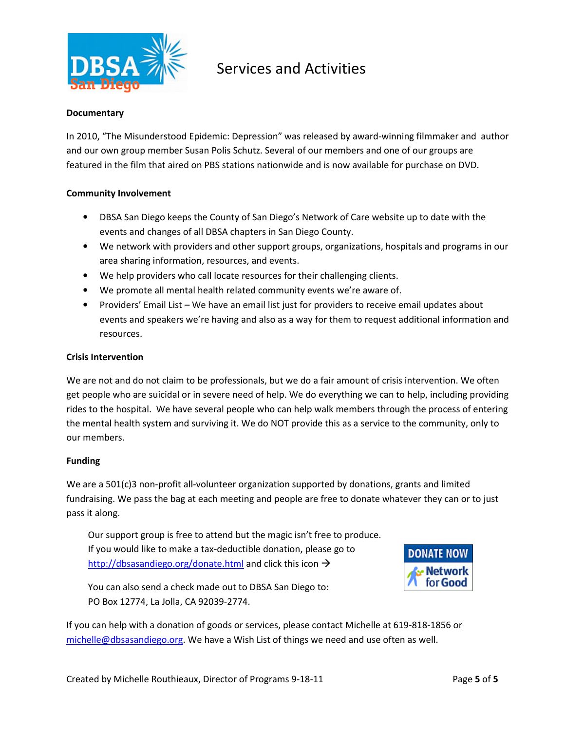# Services and Activities

**Documentary**

In 2010, "The Misunderstood Epidemic: Depression" was released by award-winning filmmaker and author and our own group member Susan Polis Schutz. Several of our members and one of our groups are featured in the film that aired on PBS stations nationwide and is now available for purchase on DVD.

**Community Involvement**

- DBSA San Diego keeps the County of San Diego's Network of Care website up to date with the events and changes of all DBSA chapters in San Diego County.
- We network with providers and other support groups, organizations, hospitals and programs in our area sharing information, resources, and events.
- We help providers who call locate resources for their challenging clients.
- We promote all mental health related community events we're aware of.
- Providers' Email List – We have an email list just for providers to receive email updates about events and speakers we're having and also as a way for them to request additional information and resources.

**Crisis Intervention**

We are not and do not claim to be professionals, but we do a fair amount of crisis intervention. We often get people who are suicidal or in severe need of help. We do everything we can to help, including providing rides to the hospital. We have several people who can help walk members through the process of entering the mental health system and surviving it. We do NOT provide this as a service to the community, only to our members.

**Funding**

We are a 501(c)3 non-profit all-volunteer organization supported by donations, grants and limited fundraising. We pass the bag at each meeting and people are free to donate whatever they can or to just pass it along.

Our support group is free to attend but the magic isn't free to produce. If you would like to make a tax-deductible donation, please go to http://dbsasandiego.org/donate.html and click this icon →

DONATE NOW Network for Good

You can also send a check made out to DBSA San Diego to:
PO Box 12774, La Jolla, CA 92039-2774.

If you can help with a donation of goods or services, please contact Michelle at 619-818-1856 or michelle@dbsasandiego.org. We have a Wish List of things we need and use often as well.

Created by Michelle Routhieaux, Director of Programs 9-18-11